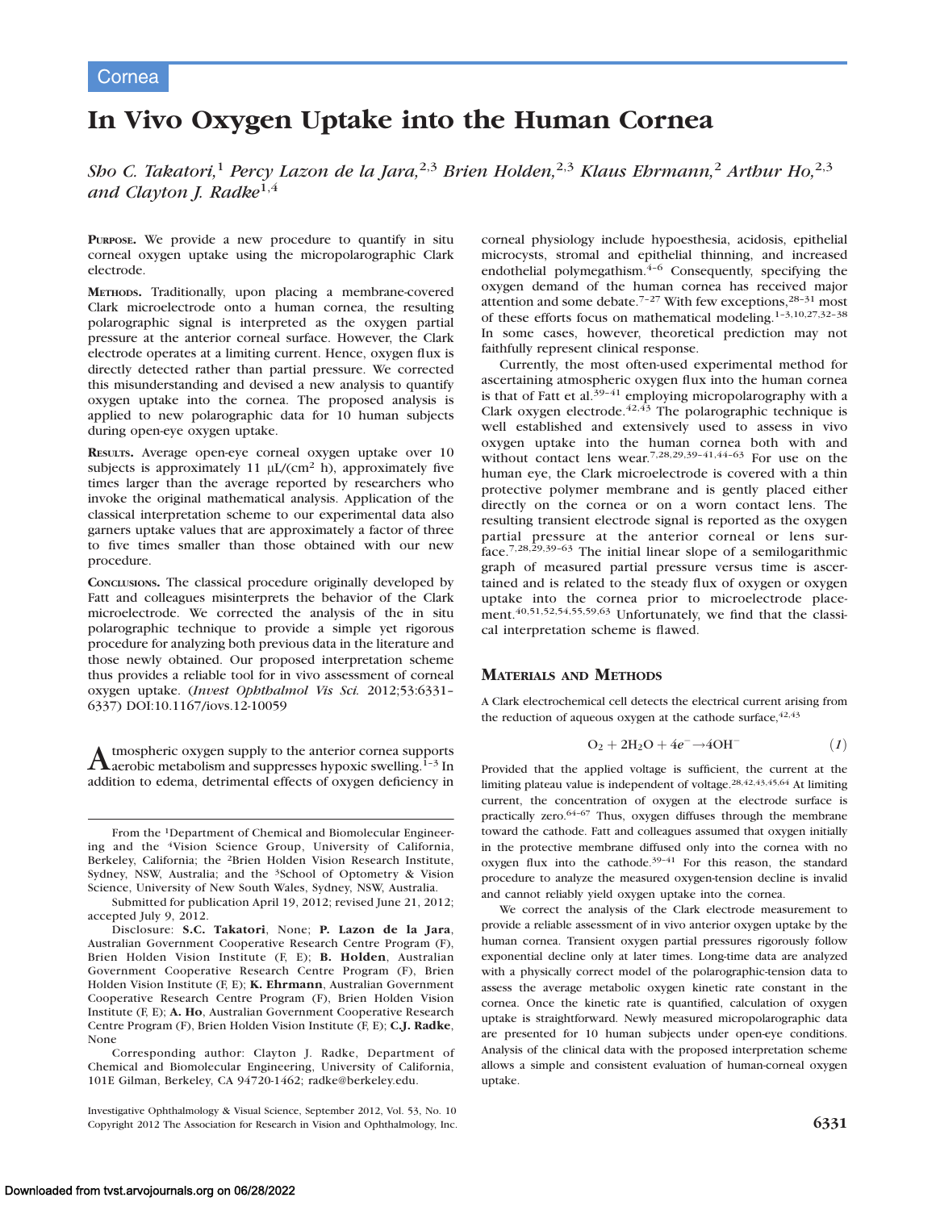Cornea

# In Vivo Oxygen Uptake into the Human Cornea

*Sho C. Takatori,[1] Percy Lazon de la Jara,[2,3] Brien Holden,[2,3] Klaus Ehrmann,[2] Arthur Ho,[2,3] and Clayton J. Radke[1,4]*

**Purpose.** We provide a new procedure to quantify in situ corneal oxygen uptake using the micropolarographic Clark electrode.

**Methods.** Traditionally, upon placing a membrane-covered Clark microelectrode onto a human cornea, the resulting polarographic signal is interpreted as the oxygen partial pressure at the anterior corneal surface. However, the Clark electrode operates at a limiting current. Hence, oxygen flux is directly detected rather than partial pressure. We corrected this misunderstanding and devised a new analysis to quantify oxygen uptake into the cornea. The proposed analysis is applied to new polarographic data for 10 human subjects during open-eye oxygen uptake.

**Results.** Average open-eye corneal oxygen uptake over 10 subjects is approximately 11 μL/(cm² h), approximately five times larger than the average reported by researchers who invoke the original mathematical analysis. Application of the classical interpretation scheme to our experimental data also garners uptake values that are approximately a factor of three to five times smaller than those obtained with our new procedure.

**Conclusions.** The classical procedure originally developed by Fatt and colleagues misinterprets the behavior of the Clark microelectrode. We corrected the analysis of the in situ polarographic technique to provide a simple yet rigorous procedure for analyzing both previous data in the literature and those newly obtained. Our proposed interpretation scheme thus provides a reliable tool for in vivo assessment of corneal oxygen uptake. (*Invest Ophthalmol Vis Sci.* 2012;53:6331–6337) DOI:10.1167/iovs.12-10059

Atmospheric oxygen supply to the anterior cornea supports aerobic metabolism and suppresses hypoxic swelling.[1–3] In addition to edema, detrimental effects of oxygen deficiency in corneal physiology include hypoesthesia, acidosis, epithelial microcysts, stromal and epithelial thinning, and increased endothelial polymegathism.[4–6] Consequently, specifying the oxygen demand of the human cornea has received major attention and some debate.[7–27] With few exceptions,[28–31] most of these efforts focus on mathematical modeling.[1–3,10,27,32–38] In some cases, however, theoretical prediction may not faithfully represent clinical response.

Currently, the most often-used experimental method for ascertaining atmospheric oxygen flux into the human cornea is that of Fatt et al.[39–41] employing micropolarography with a Clark oxygen electrode.[42,43] The polarographic technique is well established and extensively used to assess in vivo oxygen uptake into the human cornea both with and without contact lens wear.[7,28,29,39–41,44–63] For use on the human eye, the Clark microelectrode is covered with a thin protective polymer membrane and is gently placed either directly on the cornea or on a worn contact lens. The resulting transient electrode signal is reported as the oxygen partial pressure at the anterior corneal or lens surface.[7,28,29,39–63] The initial linear slope of a semilogarithmic graph of measured partial pressure versus time is ascertained and is related to the steady flux of oxygen or oxygen uptake into the cornea prior to microelectrode placement.[40,51,52,54,55,59,63] Unfortunately, we find that the classical interpretation scheme is flawed.

## Materials and Methods

A Clark electrochemical cell detects the electrical current arising from the reduction of aqueous oxygen at the cathode surface,[42,43]

$$O_2 + 2H_2O + 4e^- \rightarrow 4OH^- \qquad (1)$$

Provided that the applied voltage is sufficient, the current at the limiting plateau value is independent of voltage.[28,42,43,45,64] At limiting current, the concentration of oxygen at the electrode surface is practically zero.[64–67] Thus, oxygen diffuses through the membrane toward the cathode. Fatt and colleagues assumed that oxygen initially in the protective membrane diffused only into the cornea with no oxygen flux into the cathode.[39–41] For this reason, the standard procedure to analyze the measured oxygen-tension decline is invalid and cannot reliably yield oxygen uptake into the cornea.

We correct the analysis of the Clark electrode measurement to provide a reliable assessment of in vivo anterior oxygen uptake by the human cornea. Transient oxygen partial pressures rigorously follow exponential decline only at later times. Long-time data are analyzed with a physically correct model of the polarographic-tension data to assess the average metabolic oxygen kinetic rate constant in the cornea. Once the kinetic rate is quantified, calculation of oxygen uptake is straightforward. Newly measured micropolarographic data are presented for 10 human subjects under open-eye conditions. Analysis of the clinical data with the proposed interpretation scheme allows a simple and consistent evaluation of human-corneal oxygen uptake.

---

From the [1]Department of Chemical and Biomolecular Engineering and the [4]Vision Science Group, University of California, Berkeley, California; the [2]Brien Holden Vision Research Institute, Sydney, NSW, Australia; and the [3]School of Optometry & Vision Science, University of New South Wales, Sydney, NSW, Australia.

Submitted for publication April 19, 2012; revised June 21, 2012; accepted July 9, 2012.

Disclosure: **S.C. Takatori**, None; **P. Lazon de la Jara**, Australian Government Cooperative Research Centre Program (F), Brien Holden Vision Institute (F, E); **B. Holden**, Australian Government Cooperative Research Centre Program (F), Brien Holden Vision Institute (F, E); **K. Ehrmann**, Australian Government Cooperative Research Centre Program (F), Brien Holden Vision Institute (F, E); **A. Ho**, Australian Government Cooperative Research Centre Program (F), Brien Holden Vision Institute (F, E); **C.J. Radke**, None

Corresponding author: Clayton J. Radke, Department of Chemical and Biomolecular Engineering, University of California, 101E Gilman, Berkeley, CA 94720-1462; radke@berkeley.edu.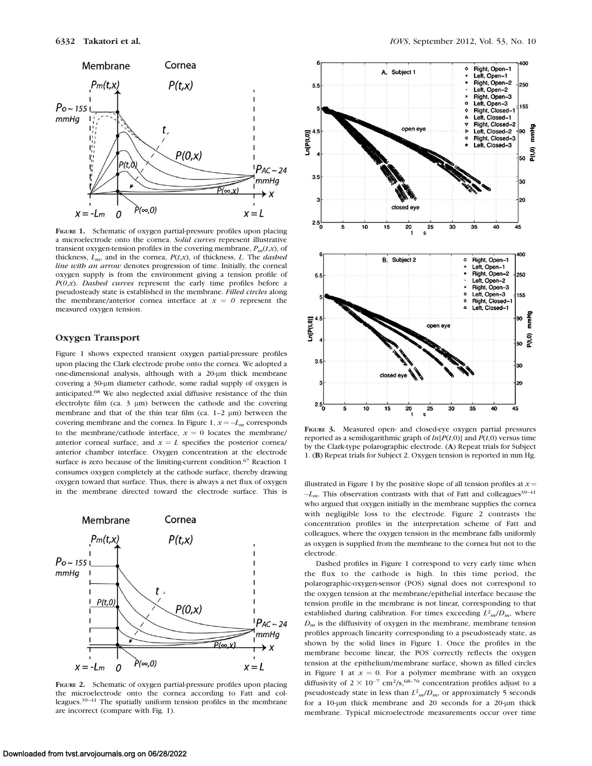FIGURE 1. Schematic of oxygen partial-pressure profiles upon placing a microelectrode onto the cornea. *Solid curves* represent illustrative transient oxygen-tension profiles in the covering membrane, $P_m(t,x)$, of thickness, $L_m$, and in the cornea, $P(t,x)$, of thickness, $L$. The *dashed line with an arrow* denotes progression of time. Initially, the corneal oxygen supply is from the environment giving a tension profile of $P(0,x)$. *Dashed curves* represent the early time profiles before a pseudosteady state is established in the membrane. *Filled circles* along the membrane/anterior cornea interface at $x = 0$ represent the measured oxygen tension.

## Oxygen Transport

Figure 1 shows expected transient oxygen partial-pressure profiles upon placing the Clark electrode probe onto the cornea. We adopted a one-dimensional analysis, although with a 20-μm thick membrane covering a 30-μm diameter cathode, some radial supply of oxygen is anticipated.[68] We also neglected axial diffusive resistance of the thin electrolyte film (ca. 3 μm) between the cathode and the covering membrane and that of the thin tear film (ca. 1–2 μm) between the covering membrane and the cornea. In Figure 1, $x = -L_m$ corresponds to the membrane/cathode interface, $x = 0$ locates the membrane/anterior corneal surface, and $x = L$ specifies the posterior cornea/anterior chamber interface. Oxygen concentration at the electrode surface is zero because of the limiting-current condition.[67] Reaction 1 consumes oxygen completely at the cathode surface, thereby drawing oxygen toward that surface. Thus, there is always a net flux of oxygen in the membrane directed toward the electrode surface. This is illustrated in Figure 1 by the positive slope of all tension profiles at $x = -L_m$. This observation contrasts with that of Fatt and colleagues[39–41] who argued that oxygen initially in the membrane supplies the cornea with negligible loss to the electrode. Figure 2 contrasts the concentration profiles in the interpretation scheme of Fatt and colleagues, where the oxygen tension in the membrane falls uniformly as oxygen is supplied from the membrane to the cornea but not to the electrode.

FIGURE 2. Schematic of oxygen partial-pressure profiles upon placing the microelectrode onto the cornea according to Fatt and colleagues.[39–41] The spatially uniform tension profiles in the membrane are incorrect (compare with Fig. 1).

FIGURE 3. Measured open- and closed-eye oxygen partial pressures reported as a semilogarithmic graph of $ln[P(t,0)]$ and $P(t,0)$ versus time by the Clark-type polarographic electrode. (**A**) Repeat trials for Subject 1. (**B**) Repeat trials for Subject 2. Oxygen tension is reported in mm Hg.

Dashed profiles in Figure 1 correspond to very early time when the flux to the cathode is high. In this time period, the polarographic-oxygen-sensor (POS) signal does not correspond to the oxygen tension at the membrane/epithelial interface because the tension profile in the membrane is not linear, corresponding to that established during calibration. For times exceeding $L^2_m/D_m$, where $D_m$ is the diffusivity of oxygen in the membrane, membrane tension profiles approach linearity corresponding to a pseudosteady state, as shown by the solid lines in Figure 1. Once the profiles in the membrane become linear, the POS correctly reflects the oxygen tension at the epithelium/membrane surface, shown as filled circles in Figure 1 at $x = 0$. For a polymer membrane with an oxygen diffusivity of $2 \times 10^{-7}$ cm$^2$/s,[68–70] concentration profiles adjust to a pseudosteady state in less than $L^2_m/D_m$, or approximately 5 seconds for a 10-μm thick membrane and 20 seconds for a 20-μm thick membrane. Typical microelectrode measurements occur over time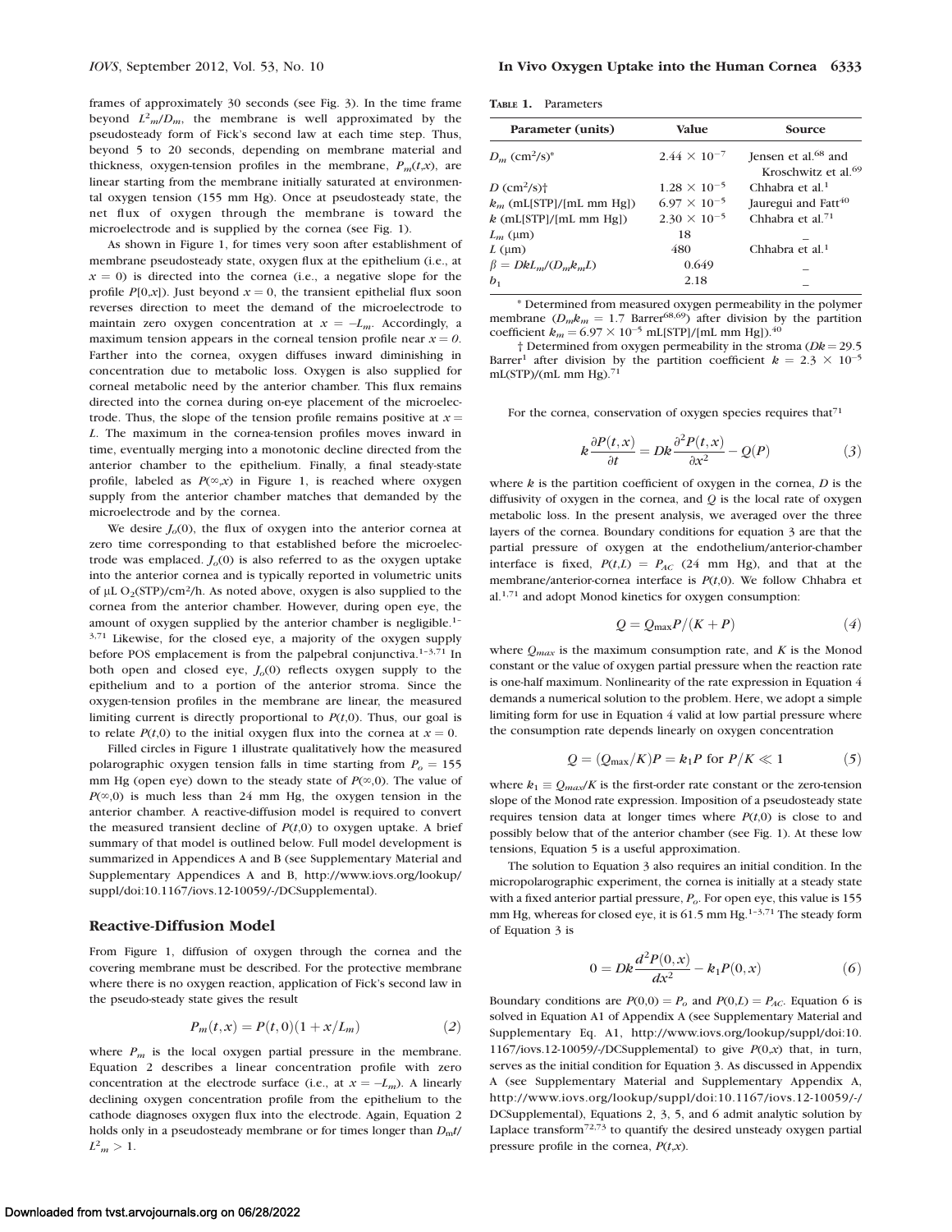frames of approximately 30 seconds (see Fig. 3). In the time frame beyond $L^2_m/D_m$, the membrane is well approximated by the pseudosteady form of Fick's second law at each time step. Thus, beyond 5 to 20 seconds, depending on membrane material and thickness, oxygen-tension profiles in the membrane, $P_m(t,x)$, are linear starting from the membrane initially saturated at environmental oxygen tension (155 mm Hg). Once at pseudosteady state, the net flux of oxygen through the membrane is toward the microelectrode and is supplied by the cornea (see Fig. 1).

As shown in Figure 1, for times very soon after establishment of membrane pseudosteady state, oxygen flux at the epithelium (i.e., at $x = 0$) is directed into the cornea (i.e., a negative slope for the profile $P[0,x]$). Just beyond $x = 0$, the transient epithelial flux soon reverses direction to meet the demand of the microelectrode to maintain zero oxygen concentration at $x = -L_m$. Accordingly, a maximum tension appears in the corneal tension profile near $x = 0$. Farther into the cornea, oxygen diffuses inward diminishing in concentration due to metabolic loss. Oxygen is also supplied for corneal metabolic need by the anterior chamber. This flux remains directed into the cornea during on-eye placement of the microelectrode. Thus, the slope of the tension profile remains positive at $x = L$. The maximum in the cornea-tension profiles moves inward in time, eventually merging into a monotonic decline directed from the anterior chamber to the epithelium. Finally, a final steady-state profile, labeled as $P(\infty,x)$ in Figure 1, is reached where oxygen supply from the anterior chamber matches that demanded by the microelectrode and by the cornea.

We desire $J_o(0)$, the flux of oxygen into the anterior cornea at zero time corresponding to that established before the microelectrode was emplaced. $J_o(0)$ is also referred to as the oxygen uptake into the anterior cornea and is typically reported in volumetric units of μL $O_2$(STP)/cm²/h. As noted above, oxygen is also supplied to the cornea from the anterior chamber. However, during open eye, the amount of oxygen supplied by the anterior chamber is negligible.[1–3,71] Likewise, for the closed eye, a majority of the oxygen supply before POS emplacement is from the palpebral conjunctiva.[1–3,71] In both open and closed eye, $J_o(0)$ reflects oxygen supply to the epithelium and to a portion of the anterior stroma. Since the oxygen-tension profiles in the membrane are linear, the measured limiting current is directly proportional to $P(t,0)$. Thus, our goal is to relate $P(t,0)$ to the initial oxygen flux into the cornea at $x = 0$.

Filled circles in Figure 1 illustrate qualitatively how the measured polarographic oxygen tension falls in time starting from $P_o = 155$ mm Hg (open eye) down to the steady state of $P(\infty,0)$. The value of $P(\infty,0)$ is much less than 24 mm Hg, the oxygen tension in the anterior chamber. A reactive-diffusion model is required to convert the measured transient decline of $P(t,0)$ to oxygen uptake. A brief summary of that model is outlined below. Full model development is summarized in Appendices A and B (see Supplementary Material and Supplementary Appendices A and B, http://www.iovs.org/lookup/suppl/doi:10.1167/iovs.12-10059/-/DCSupplemental).

## Reactive-Diffusion Model

From Figure 1, diffusion of oxygen through the cornea and the covering membrane must be described. For the protective membrane where there is no oxygen reaction, application of Fick's second law in the pseudo-steady state gives the result

$$P_m(t,x) = P(t,0)(1 + x/L_m) \tag{2}$$

where $P_m$ is the local oxygen partial pressure in the membrane. Equation 2 describes a linear concentration profile with zero concentration at the electrode surface (i.e., at $x = -L_m$). A linearly declining oxygen concentration profile from the epithelium to the cathode diagnoses oxygen flux into the electrode. Again, Equation 2 holds only in a pseudosteady membrane or for times longer than $D_m t/L^2_m > 1$.

**Table 1.** Parameters

| Parameter (units) | Value | Source |
|---|---|---|
| $D_m$ (cm²/s)* | $2.44 \times 10^{-7}$ | Jensen et al.[68] and Kroschwitz et al.[69] |
| $D$ (cm²/s)† | $1.28 \times 10^{-5}$ | Chhabra et al.[1] |
| $k_m$ (mL[STP]/[mL mm Hg]) | $6.97 \times 10^{-5}$ | Jauregui and Fatt[40] |
| $k$ (mL[STP]/[mL mm Hg]) | $2.30 \times 10^{-5}$ | Chhabra et al.[71] |
| $L_m$ (μm) | 18 | – |
| $L$ (μm) | 480 | Chhabra et al.[1] |
| $\beta = DkL_m/(D_m k_m L)$ | 0.649 | – |
| $b_1$ | 2.18 | – |

\* Determined from measured oxygen permeability in the polymer membrane ($D_m k_m = 1.7$ Barrer[68,69]) after division by the partition coefficient $k_m = 6.97 \times 10^{-5}$ mL[STP]/[mL mm Hg]).[40]

† Determined from oxygen permeability in the stroma ($Dk = 29.5$ Barrer[1] after division by the partition coefficient $k = 2.3 \times 10^{-5}$ mL(STP)/(mL mm Hg).[71]

For the cornea, conservation of oxygen species requires that[71]

$$k\frac{\partial P(t,x)}{\partial t} = Dk\frac{\partial^2 P(t,x)}{\partial x^2} - Q(P) \tag{3}$$

where $k$ is the partition coefficient of oxygen in the cornea, $D$ is the diffusivity of oxygen in the cornea, and $Q$ is the local rate of oxygen metabolic loss. In the present analysis, we averaged over the three layers of the cornea. Boundary conditions for Equation 3 are that the partial pressure of oxygen at the endothelium/anterior-chamber interface is fixed, $P(t,L) = P_{AC}$ (24 mm Hg), and that at the membrane/anterior-cornea interface is $P(t,0)$. We follow Chhabra et al.[1,71] and adopt Monod kinetics for oxygen consumption:

$$Q = Q_{\max}P/(K + P) \tag{4}$$

where $Q_{max}$ is the maximum consumption rate, and $K$ is the Monod constant or the value of oxygen partial pressure when the reaction rate is one-half maximum. Nonlinearity of the rate expression in Equation 4 demands a numerical solution to the problem. Here, we adopt a simple limiting form for use in Equation 4 valid at low partial pressure where the consumption rate depends linearly on oxygen concentration

$$Q = (Q_{\max}/K)P = k_1 P \text{ for } P/K \ll 1 \tag{5}$$

where $k_1 \equiv Q_{max}/K$ is the first-order rate constant or the zero-tension slope of the Monod rate expression. Imposition of a pseudosteady state requires tension data at longer times where $P(t,0)$ is close to and possibly below that of the anterior chamber (see Fig. 1). At these low tensions, Equation 5 is a useful approximation.

The solution to Equation 3 also requires an initial condition. In the micropolarographic experiment, the cornea is initially at a steady state with a fixed anterior partial pressure, $P_o$. For open eye, this value is 155 mm Hg, whereas for closed eye, it is 61.5 mm Hg.[1–3,71] The steady form of Equation 3 is

$$0 = Dk\frac{d^2 P(0,x)}{dx^2} - k_1 P(0,x) \tag{6}$$

Boundary conditions are $P(0,0) = P_o$ and $P(0,L) = P_{AC}$. Equation 6 is solved in Equation A1 of Appendix A (see Supplementary Material and Supplementary Eq. A1, http://www.iovs.org/lookup/suppl/doi:10.1167/iovs.12-10059/-/DCSupplemental) to give $P(0,x)$ that, in turn, serves as the initial condition for Equation 3. As discussed in Appendix A (see Supplementary Material and Supplementary Appendix A, http://www.iovs.org/lookup/suppl/doi:10.1167/iovs.12-10059/-/DCSupplemental), Equations 2, 3, 5, and 6 admit analytic solution by Laplace transform[72,73] to quantify the desired unsteady oxygen partial pressure profile in the cornea, $P(t,x)$.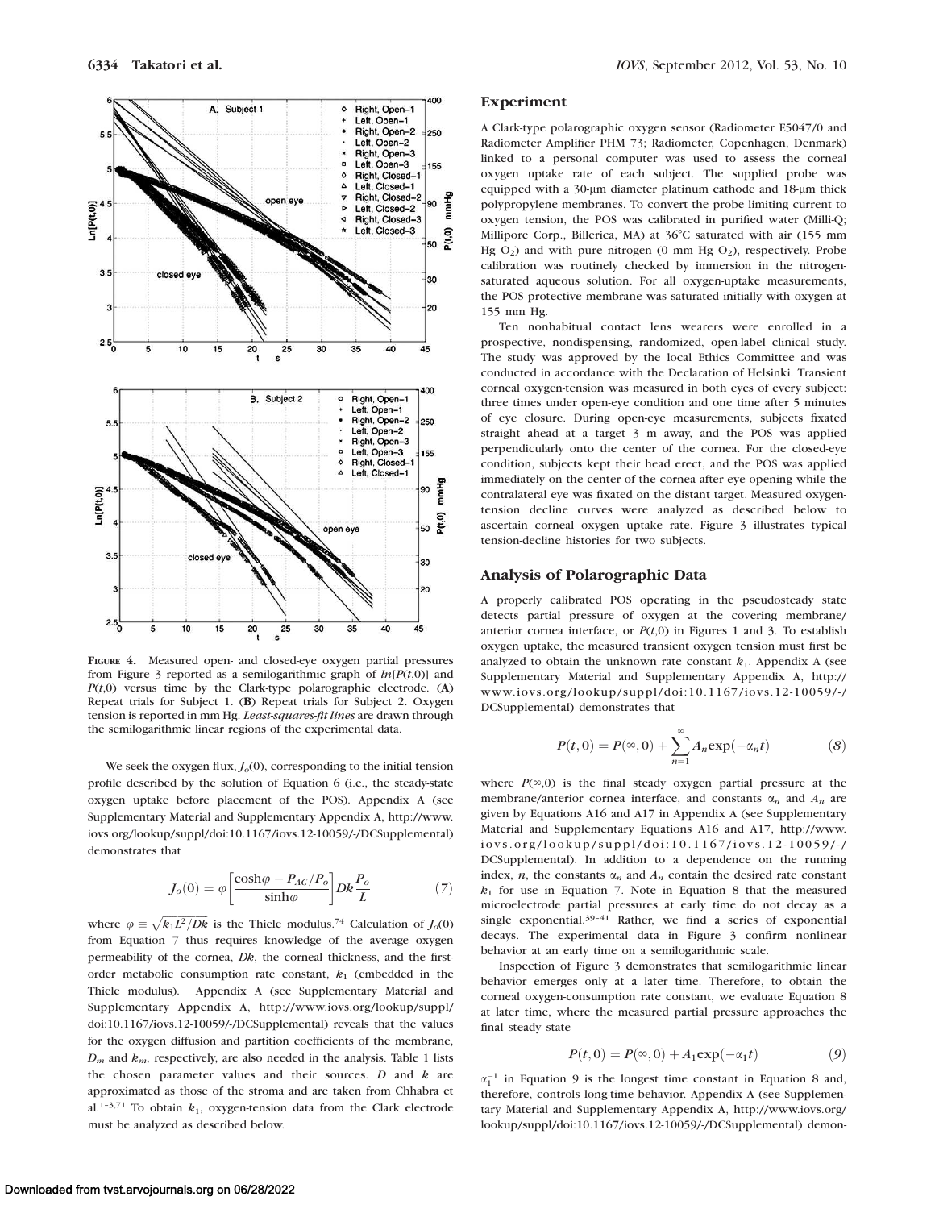FIGURE 4. Measured open- and closed-eye oxygen partial pressures from Figure 3 reported as a semilogarithmic graph of $ln[P(t,0)]$ and $P(t,0)$ versus time by the Clark-type polarographic electrode. (A) Repeat trials for Subject 1. (B) Repeat trials for Subject 2. Oxygen tension is reported in mm Hg. *Least-squares-fit lines* are drawn through the semilogarithmic linear regions of the experimental data.

We seek the oxygen flux, $J_o(0)$, corresponding to the initial tension profile described by the solution of Equation 6 (i.e., the steady-state oxygen uptake before placement of the POS). Appendix A (see Supplementary Material and Supplementary Appendix A, http://www.iovs.org/lookup/suppl/doi:10.1167/iovs.12-10059/-/DCSupplemental) demonstrates that

$$J_o(0) = \varphi\left[\frac{\cosh\varphi - P_{AC}/P_o}{\sinh\varphi}\right]Dk\frac{P_o}{L} \tag{7}$$

where $\varphi \equiv \sqrt{k_1 L^2/Dk}$ is the Thiele modulus.[74] Calculation of $J_o(0)$ from Equation 7 thus requires knowledge of the average oxygen permeability of the cornea, $Dk$, the corneal thickness, and the first-order metabolic consumption rate constant, $k_1$ (embedded in the Thiele modulus). Appendix A (see Supplementary Material and Supplementary Appendix A, http://www.iovs.org/lookup/suppl/doi:10.1167/iovs.12-10059/-/DCSupplemental) reveals that the values for the oxygen diffusion and partition coefficients of the membrane, $D_m$ and $k_m$, respectively, are also needed in the analysis. Table 1 lists the chosen parameter values and their sources. $D$ and $k$ are approximated as those of the stroma and are taken from Chhabra et al.[1–3,71] To obtain $k_1$, oxygen-tension data from the Clark electrode must be analyzed as described below.

## Experiment

A Clark-type polarographic oxygen sensor (Radiometer E5047/0 and Radiometer Amplifier PHM 73; Radiometer, Copenhagen, Denmark) linked to a personal computer was used to assess the corneal oxygen uptake rate of each subject. The supplied probe was equipped with a 30-μm diameter platinum cathode and 18-μm thick polypropylene membranes. To convert the probe limiting current to oxygen tension, the POS was calibrated in purified water (Milli-Q; Millipore Corp., Billerica, MA) at 36°C saturated with air (155 mm Hg $O_2$) and with pure nitrogen (0 mm Hg $O_2$), respectively. Probe calibration was routinely checked by immersion in the nitrogen-saturated aqueous solution. For all oxygen-uptake measurements, the POS protective membrane was saturated initially with oxygen at 155 mm Hg.

Ten nonhabitual contact lens wearers were enrolled in a prospective, nondispensing, randomized, open-label clinical study. The study was approved by the local Ethics Committee and was conducted in accordance with the Declaration of Helsinki. Transient corneal oxygen-tension was measured in both eyes of every subject: three times under open-eye condition and one time after 5 minutes of eye closure. During open-eye measurements, subjects fixated straight ahead at a target 3 m away, and the POS was applied perpendicularly onto the center of the cornea. For the closed-eye condition, subjects kept their head erect, and the POS was applied immediately on the center of the cornea after eye opening while the contralateral eye was fixated on the distant target. Measured oxygen-tension decline curves were analyzed as described below to ascertain corneal oxygen uptake rate. Figure 3 illustrates typical tension-decline histories for two subjects.

## Analysis of Polarographic Data

A properly calibrated POS operating in the pseudosteady state detects partial pressure of oxygen at the covering membrane/anterior cornea interface, or $P(t,0)$ in Figures 1 and 3. To establish oxygen uptake, the measured transient oxygen tension must first be analyzed to obtain the unknown rate constant $k_1$. Appendix A (see Supplementary Material and Supplementary Appendix A, http://www.iovs.org/lookup/suppl/doi:10.1167/iovs.12-10059/-/DCSupplemental) demonstrates that

$$P(t,0) = P(\infty,0) + \sum_{n=1}^{\infty} A_n \exp(-\alpha_n t) \tag{8}$$

where $P(\infty,0)$ is the final steady oxygen partial pressure at the membrane/anterior cornea interface, and constants $\alpha_n$ and $A_n$ are given by Equations A16 and A17 in Appendix A (see Supplementary Material and Supplementary Equations A16 and A17, http://www.iovs.org/lookup/suppl/doi:10.1167/iovs.12-10059/-/DCSupplemental). In addition to a dependence on the running index, $n$, the constants $\alpha_n$ and $A_n$ contain the desired rate constant $k_1$ for use in Equation 7. Note in Equation 8 that the measured microelectrode partial pressures at early time do not decay as a single exponential.[39–41] Rather, we find a series of exponential decays. The experimental data in Figure 3 confirm nonlinear behavior at an early time on a semilogarithmic scale.

Inspection of Figure 3 demonstrates that semilogarithmic linear behavior emerges only at a later time. Therefore, to obtain the corneal oxygen-consumption rate constant, we evaluate Equation 8 at later time, where the measured partial pressure approaches the final steady state

$$P(t,0) = P(\infty,0) + A_1 \exp(-\alpha_1 t) \tag{9}$$

$\alpha_1^{-1}$ in Equation 9 is the longest time constant in Equation 8 and, therefore, controls long-time behavior. Appendix A (see Supplementary Material and Supplementary Appendix A, http://www.iovs.org/lookup/suppl/doi:10.1167/iovs.12-10059/-/DCSupplemental) demon-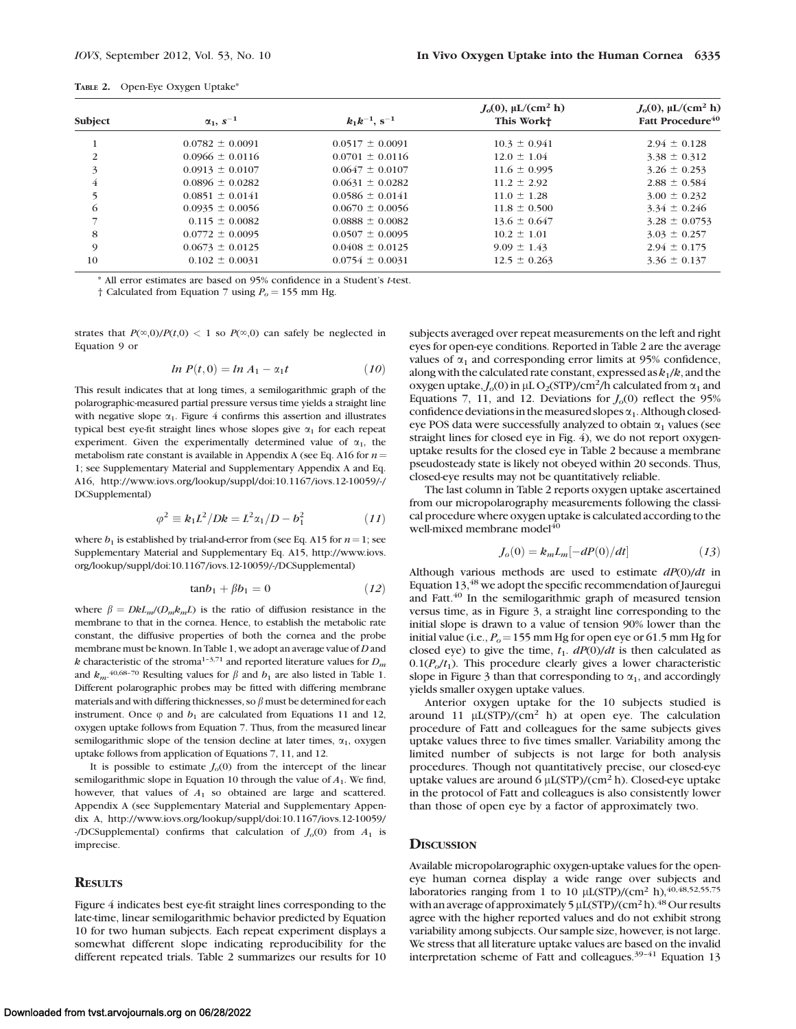**Table 2.** Open-Eye Oxygen Uptake*

| Subject | $\alpha_1$, $s^{-1}$ | $k_1k^{-1}$, $s^{-1}$ | $J_o(0)$, μL/(cm² h) This Work† | $J_o(0)$, μL/(cm² h) Fatt Procedure[40] |
|---|---|---|---|---|
| 1 | 0.0782 ± 0.0091 | 0.0517 ± 0.0091 | 10.3 ± 0.941 | 2.94 ± 0.128 |
| 2 | 0.0966 ± 0.0116 | 0.0701 ± 0.0116 | 12.0 ± 1.04 | 3.38 ± 0.312 |
| 3 | 0.0913 ± 0.0107 | 0.0647 ± 0.0107 | 11.6 ± 0.995 | 3.26 ± 0.253 |
| 4 | 0.0896 ± 0.0282 | 0.0631 ± 0.0282 | 11.2 ± 2.92 | 2.88 ± 0.584 |
| 5 | 0.0851 ± 0.0141 | 0.0586 ± 0.0141 | 11.0 ± 1.28 | 3.00 ± 0.232 |
| 6 | 0.0935 ± 0.0056 | 0.0670 ± 0.0056 | 11.8 ± 0.500 | 3.34 ± 0.246 |
| 7 | 0.115 ± 0.0082 | 0.0888 ± 0.0082 | 13.6 ± 0.647 | 3.28 ± 0.0753 |
| 8 | 0.0772 ± 0.0095 | 0.0507 ± 0.0095 | 10.2 ± 1.01 | 3.03 ± 0.257 |
| 9 | 0.0673 ± 0.0125 | 0.0408 ± 0.0125 | 9.09 ± 1.43 | 2.94 ± 0.175 |
| 10 | 0.102 ± 0.0031 | 0.0754 ± 0.0031 | 12.5 ± 0.263 | 3.36 ± 0.137 |

\* All error estimates are based on 95% confidence in a Student's *t*-test.

† Calculated from Equation 7 using $P_o = 155$ mm Hg.

strates that $P(\infty,0)/P(t,0) < 1$ so $P(\infty,0)$ can safely be neglected in Equation 9 or

$$\ln P(t,0) = \ln A_1 - \alpha_1 t \qquad (10)$$

This result indicates that at long times, a semilogarithmic graph of the polarographic-measured partial pressure versus time yields a straight line with negative slope $\alpha_1$. Figure 4 confirms this assertion and illustrates typical best eye-fit straight lines whose slopes give $\alpha_1$ for each repeat experiment. Given the experimentally determined value of $\alpha_1$, the metabolism rate constant is available in Appendix A (see Eq. A16 for $n = 1$; see Supplementary Material and Supplementary Appendix A and Eq. A16, http://www.iovs.org/lookup/suppl/doi:10.1167/iovs.12-10059/-/DCSupplemental)

$$\varphi^2 \equiv k_1 L^2/Dk = L^2\alpha_1/D - b_1^2 \qquad (11)$$

where $b_1$ is established by trial-and-error from (see Eq. A15 for $n = 1$; see Supplementary Material and Supplementary Eq. A15, http://www.iovs.org/lookup/suppl/doi:10.1167/iovs.12-10059/-/DCSupplemental)

$$\tan b_1 + \beta b_1 = 0 \qquad (12)$$

where $\beta = DkL_m/(D_m k_m L)$ is the ratio of diffusion resistance in the membrane to that in the cornea. Hence, to establish the metabolic rate constant, the diffusive properties of both the cornea and the probe membrane must be known. In Table 1, we adopt an average value of $D$ and $k$ characteristic of the stroma[1–3,71] and reported literature values for $D_m$ and $k_m$.[40,68–70] Resulting values for $\beta$ and $b_1$ are also listed in Table 1. Different polarographic probes may be fitted with differing membrane materials and with differing thicknesses, so $\beta$ must be determined for each instrument. Once $\varphi$ and $b_1$ are calculated from Equations 11 and 12, oxygen uptake follows from Equation 7. Thus, from the measured linear semilogarithmic slope of the tension decline at later times, $\alpha_1$, oxygen uptake follows from application of Equations 7, 11, and 12.

It is possible to estimate $J_o(0)$ from the intercept of the linear semilogarithmic slope in Equation 10 through the value of $A_1$. We find, however, that values of $A_1$ so obtained are large and scattered. Appendix A (see Supplementary Material and Supplementary Appendix A, http://www.iovs.org/lookup/suppl/doi:10.1167/iovs.12-10059/-/DCSupplemental) confirms that calculation of $J_o(0)$ from $A_1$ is imprecise.

## Results

Figure 4 indicates best eye-fit straight lines corresponding to the late-time, linear semilogarithmic behavior predicted by Equation 10 for two human subjects. Each repeat experiment displays a somewhat different slope indicating reproducibility for the different repeated trials. Table 2 summarizes our results for 10 subjects averaged over repeat measurements on the left and right eyes for open-eye conditions. Reported in Table 2 are the average values of $\alpha_1$ and corresponding error limits at 95% confidence, along with the calculated rate constant, expressed as $k_1/k$, and the oxygen uptake, $J_o(0)$ in μL $O_2$(STP)/cm²/h calculated from $\alpha_1$ and Equations 7, 11, and 12. Deviations for $J_o(0)$ reflect the 95% confidence deviations in the measured slopes $\alpha_1$. Although closed-eye POS data were successfully analyzed to obtain $\alpha_1$ values (see straight lines for closed eye in Fig. 4), we do not report oxygen-uptake results for the closed eye in Table 2 because a membrane pseudosteady state is likely not obeyed within 20 seconds. Thus, closed-eye results may not be quantitatively reliable.

The last column in Table 2 reports oxygen uptake ascertained from our micropolarography measurements following the classical procedure where oxygen uptake is calculated according to the well-mixed membrane model[40]

$$J_o(0) = k_m L_m[-dP(0)/dt] \qquad (13)$$

Although various methods are used to estimate $dP(0)/dt$ in Equation 13,[48] we adopt the specific recommendation of Jauregui and Fatt.[40] In the semilogarithmic graph of measured tension versus time, as in Figure 3, a straight line corresponding to the initial slope is drawn to a value of tension 90% lower than the initial value (i.e., $P_o = 155$ mm Hg for open eye or 61.5 mm Hg for closed eye) to give the time, $t_1$. $dP(0)/dt$ is then calculated as $0.1(P_o/t_1)$. This procedure clearly gives a lower characteristic slope in Figure 3 than that corresponding to $\alpha_1$, and accordingly yields smaller oxygen uptake values.

Anterior oxygen uptake for the 10 subjects studied is around 11 μL(STP)/(cm² h) at open eye. The calculation procedure of Fatt and colleagues for the same subjects gives uptake values three to five times smaller. Variability among the limited number of subjects is not large for both analysis procedures. Though not quantitatively precise, our closed-eye uptake values are around 6 μL(STP)/(cm² h). Closed-eye uptake in the protocol of Fatt and colleagues is also consistently lower than those of open eye by a factor of approximately two.

## Discussion

Available micropolarographic oxygen-uptake values for the open-eye human cornea display a wide range over subjects and laboratories ranging from 1 to 10 μL(STP)/(cm² h),[40,48,52,55,75] with an average of approximately 5 μL(STP)/(cm² h).[48] Our results agree with the higher reported values and do not exhibit strong variability among subjects. Our sample size, however, is not large. We stress that all literature uptake values are based on the invalid interpretation scheme of Fatt and colleagues.[39–41] Equation 13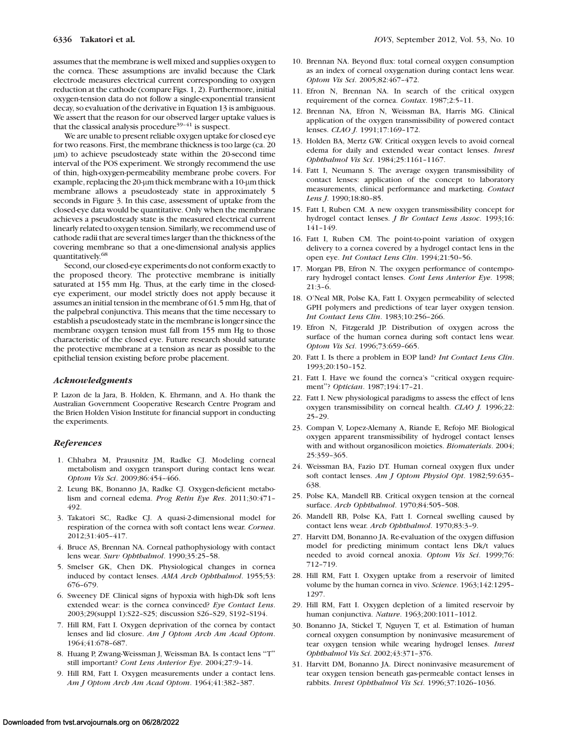assumes that the membrane is well mixed and supplies oxygen to the cornea. These assumptions are invalid because the Clark electrode measures electrical current corresponding to oxygen reduction at the cathode (compare Figs. 1, 2). Furthermore, initial oxygen-tension data do not follow a single-exponential transient decay, so evaluation of the derivative in Equation 13 is ambiguous. We assert that the reason for our observed larger uptake values is that the classical analysis procedure[39–41] is suspect.

We are unable to present reliable oxygen uptake for closed eye for two reasons. First, the membrane thickness is too large (ca. 20 μm) to achieve pseudosteady state within the 20-second time interval of the POS experiment. We strongly recommend the use of thin, high-oxygen-permeability membrane probe covers. For example, replacing the 20-μm thick membrane with a 10-μm thick membrane allows a pseudosteady state in approximately 5 seconds in Figure 3. In this case, assessment of uptake from the closed-eye data would be quantitative. Only when the membrane achieves a pseudosteady state is the measured electrical current linearly related to oxygen tension. Similarly, we recommend use of cathode radii that are several times larger than the thickness of the covering membrane so that a one-dimensional analysis applies quantitatively.[68]

Second, our closed-eye experiments do not conform exactly to the proposed theory. The protective membrane is initially saturated at 155 mm Hg. Thus, at the early time in the closed-eye experiment, our model strictly does not apply because it assumes an initial tension in the membrane of 61.5 mm Hg, that of the palpebral conjunctiva. This means that the time necessary to establish a pseudosteady state in the membrane is longer since the membrane oxygen tension must fall from 155 mm Hg to those characteristic of the closed eye. Future research should saturate the protective membrane at a tension as near as possible to the epithelial tension existing before probe placement.

### *Acknowledgments*

P. Lazon de la Jara, B. Holden, K. Ehrmann, and A. Ho thank the Australian Government Cooperative Research Centre Program and the Brien Holden Vision Institute for financial support in conducting the experiments.

### *References*

1. Chhabra M, Prausnitz JM, Radke CJ. Modeling corneal metabolism and oxygen transport during contact lens wear. *Optom Vis Sci*. 2009;86:454–466.
2. Leung BK, Bonanno JA, Radke CJ. Oxygen-deficient metabolism and corneal edema. *Prog Retin Eye Res*. 2011;30:471–492.
3. Takatori SC, Radke CJ. A quasi-2-dimensional model for respiration of the cornea with soft contact lens wear. *Cornea*. 2012;31:405–417.
4. Bruce AS, Brennan NA. Corneal pathophysiology with contact lens wear. *Surv Ophthalmol*. 1990;35:25–58.
5. Smelser GK, Chen DK. Physiological changes in cornea induced by contact lenses. *AMA Arch Ophthalmol*. 1955;53: 676–679.
6. Sweeney DF. Clinical signs of hypoxia with high-Dk soft lens extended wear: is the cornea convinced? *Eye Contact Lens*. 2003;29(suppl 1):S22–S25; discussion S26–S29, S192–S194.
7. Hill RM, Fatt I. Oxygen deprivation of the cornea by contact lenses and lid closure. *Am J Optom Arch Am Acad Optom*. 1964;41:678–687.
8. Huang P, Zwang-Weissman J, Weissman BA. Is contact lens "T" still important? *Cont Lens Anterior Eye*. 2004;27:9–14.
9. Hill RM, Fatt I. Oxygen measurements under a contact lens. *Am J Optom Arch Am Acad Optom*. 1964;41:382–387.
10. Brennan NA. Beyond flux: total corneal oxygen consumption as an index of corneal oxygenation during contact lens wear. *Optom Vis Sci*. 2005;82:467–472.
11. Efron N, Brennan NA. In search of the critical oxygen requirement of the cornea. *Contax*. 1987;2:5–11.
12. Brennan NA, Efron N, Weissman BA, Harris MG. Clinical application of the oxygen transmissibility of powered contact lenses. *CLAO J*. 1991;17:169–172.
13. Holden BA, Mertz GW. Critical oxygen levels to avoid corneal edema for daily and extended wear contact lenses. *Invest Ophthalmol Vis Sci*. 1984;25:1161–1167.
14. Fatt I, Neumann S. The average oxygen transmissibility of contact lenses: application of the concept to laboratory measurements, clinical performance and marketing. *Contact Lens J*. 1990;18:80–85.
15. Fatt I, Ruben CM. A new oxygen transmissibility concept for hydrogel contact lenses. *J Br Contact Lens Assoc*. 1993;16: 141–149.
16. Fatt I, Ruben CM. The point-to-point variation of oxygen delivery to a cornea covered by a hydrogel contact lens in the open eye. *Int Contact Lens Clin*. 1994;21:50–56.
17. Morgan PB, Efron N. The oxygen performance of contemporary hydrogel contact lenses. *Cont Lens Anterior Eye*. 1998; 21:3–6.
18. O'Neal MR, Polse KA, Fatt I. Oxygen permeability of selected GPH polymers and predictions of tear layer oxygen tension. *Int Contact Lens Clin*. 1983;10:256–266.
19. Efron N, Fitzgerald JP. Distribution of oxygen across the surface of the human cornea during soft contact lens wear. *Optom Vis Sci*. 1996;73:659–665.
20. Fatt I. Is there a problem in EOP land? *Int Contact Lens Clin*. 1993;20:150–152.
21. Fatt I. Have we found the cornea's "critical oxygen requirement"? *Optician*. 1987;194:17–21.
22. Fatt I. New physiological paradigms to assess the effect of lens oxygen transmissibility on corneal health. *CLAO J*. 1996;22: 25–29.
23. Compan V, Lopez-Alemany A, Riande E, Refojo MF. Biological oxygen apparent transmissibility of hydrogel contact lenses with and without organosilicon moieties. *Biomaterials*. 2004; 25:359–365.
24. Weissman BA, Fazio DT. Human corneal oxygen flux under soft contact lenses. *Am J Optom Physiol Opt*. 1982;59:635–638.
25. Polse KA, Mandell RB. Critical oxygen tension at the corneal surface. *Arch Ophthalmol*. 1970;84:505–508.
26. Mandell RB, Polse KA, Fatt I. Corneal swelling caused by contact lens wear. *Arch Ophthalmol*. 1970;83:3–9.
27. Harvitt DM, Bonanno JA. Re-evaluation of the oxygen diffusion model for predicting minimum contact lens Dk/t values needed to avoid corneal anoxia. *Optom Vis Sci*. 1999;76: 712–719.
28. Hill RM, Fatt I. Oxygen uptake from a reservoir of limited volume by the human cornea in vivo. *Science*. 1963;142:1295–1297.
29. Hill RM, Fatt I. Oxygen depletion of a limited reservoir by human conjunctiva. *Nature*. 1963;200:1011–1012.
30. Bonanno JA, Stickel T, Nguyen T, et al. Estimation of human corneal oxygen consumption by noninvasive measurement of tear oxygen tension while wearing hydrogel lenses. *Invest Ophthalmol Vis Sci*. 2002;43:371–376.
31. Harvitt DM, Bonanno JA. Direct noninvasive measurement of tear oxygen tension beneath gas-permeable contact lenses in rabbits. *Invest Ophthalmol Vis Sci*. 1996;37:1026–1036.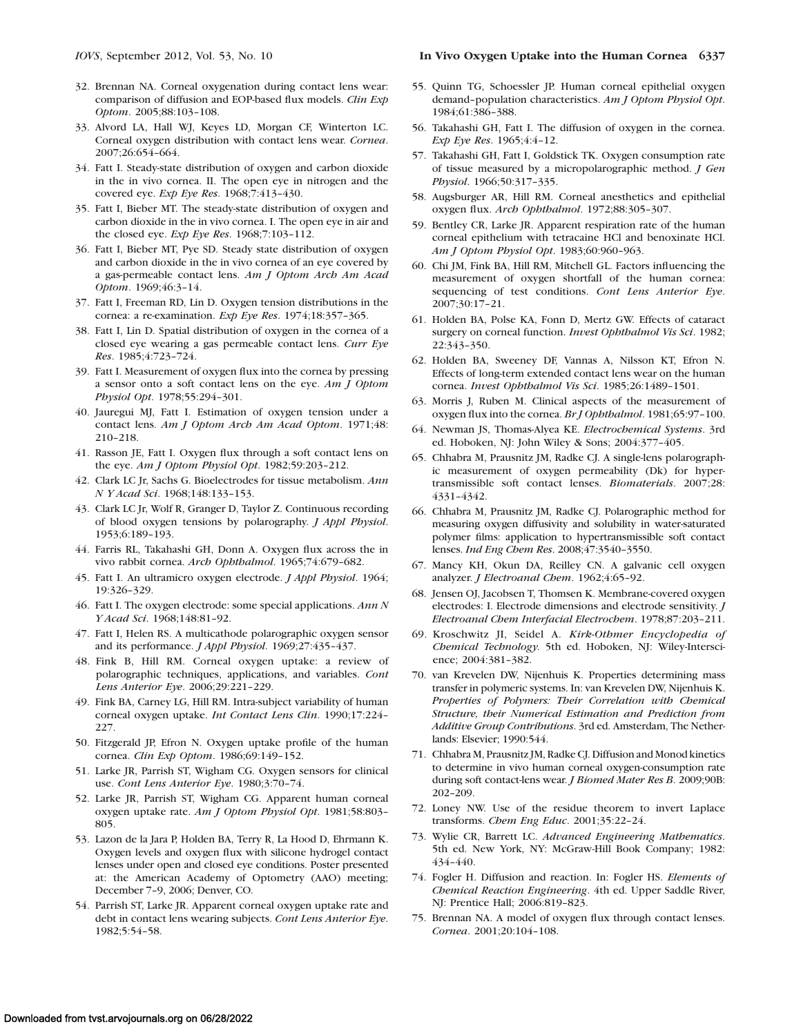32. Brennan NA. Corneal oxygenation during contact lens wear: comparison of diffusion and EOP-based flux models. *Clin Exp Optom*. 2005;88:103–108.
33. Alvord LA, Hall WJ, Keyes LD, Morgan CF, Winterton LC. Corneal oxygen distribution with contact lens wear. *Cornea*. 2007;26:654–664.
34. Fatt I. Steady-state distribution of oxygen and carbon dioxide in the in vivo cornea. II. The open eye in nitrogen and the covered eye. *Exp Eye Res*. 1968;7:413–430.
35. Fatt I, Bieber MT. The steady-state distribution of oxygen and carbon dioxide in the in vivo cornea. I. The open eye in air and the closed eye. *Exp Eye Res*. 1968;7:103–112.
36. Fatt I, Bieber MT, Pye SD. Steady state distribution of oxygen and carbon dioxide in the in vivo cornea of an eye covered by a gas-permeable contact lens. *Am J Optom Arch Am Acad Optom*. 1969;46:3–14.
37. Fatt I, Freeman RD, Lin D. Oxygen tension distributions in the cornea: a re-examination. *Exp Eye Res*. 1974;18:357–365.
38. Fatt I, Lin D. Spatial distribution of oxygen in the cornea of a closed eye wearing a gas permeable contact lens. *Curr Eye Res*. 1985;4:723–724.
39. Fatt I. Measurement of oxygen flux into the cornea by pressing a sensor onto a soft contact lens on the eye. *Am J Optom Physiol Opt*. 1978;55:294–301.
40. Jauregui MJ, Fatt I. Estimation of oxygen tension under a contact lens. *Am J Optom Arch Am Acad Optom*. 1971;48: 210–218.
41. Rasson JE, Fatt I. Oxygen flux through a soft contact lens on the eye. *Am J Optom Physiol Opt*. 1982;59:203–212.
42. Clark LC Jr, Sachs G. Bioelectrodes for tissue metabolism. *Ann N Y Acad Sci*. 1968;148:133–153.
43. Clark LC Jr, Wolf R, Granger D, Taylor Z. Continuous recording of blood oxygen tensions by polarography. *J Appl Physiol*. 1953;6:189–193.
44. Farris RL, Takahashi GH, Donn A. Oxygen flux across the in vivo rabbit cornea. *Arch Ophthalmol*. 1965;74:679–682.
45. Fatt I. An ultramicro oxygen electrode. *J Appl Physiol*. 1964; 19:326–329.
46. Fatt I. The oxygen electrode: some special applications. *Ann N Y Acad Sci*. 1968;148:81–92.
47. Fatt I, Helen RS. A multicathode polarographic oxygen sensor and its performance. *J Appl Physiol*. 1969;27:435–437.
48. Fink B, Hill RM. Corneal oxygen uptake: a review of polarographic techniques, applications, and variables. *Cont Lens Anterior Eye*. 2006;29:221–229.
49. Fink BA, Carney LG, Hill RM. Intra-subject variability of human corneal oxygen uptake. *Int Contact Lens Clin*. 1990;17:224–227.
50. Fitzgerald JP, Efron N. Oxygen uptake profile of the human cornea. *Clin Exp Optom*. 1986;69:149–152.
51. Larke JR, Parrish ST, Wigham CG. Oxygen sensors for clinical use. *Cont Lens Anterior Eye*. 1980;3:70–74.
52. Larke JR, Parrish ST, Wigham CG. Apparent human corneal oxygen uptake rate. *Am J Optom Physiol Opt*. 1981;58:803–805.
53. Lazon de la Jara P, Holden BA, Terry R, La Hood D, Ehrmann K. Oxygen levels and oxygen flux with silicone hydrogel contact lenses under open and closed eye conditions. Poster presented at: the American Academy of Optometry (AAO) meeting; December 7–9, 2006; Denver, CO.
54. Parrish ST, Larke JR. Apparent corneal oxygen uptake rate and debt in contact lens wearing subjects. *Cont Lens Anterior Eye*. 1982;5:54–58.
55. Quinn TG, Schoessler JP. Human corneal epithelial oxygen demand–population characteristics. *Am J Optom Physiol Opt*. 1984;61:386–388.
56. Takahashi GH, Fatt I. The diffusion of oxygen in the cornea. *Exp Eye Res*. 1965;4:4–12.
57. Takahashi GH, Fatt I, Goldstick TK. Oxygen consumption rate of tissue measured by a micropolarographic method. *J Gen Physiol*. 1966;50:317–335.
58. Augsburger AR, Hill RM. Corneal anesthetics and epithelial oxygen flux. *Arch Ophthalmol*. 1972;88:305–307.
59. Bentley CR, Larke JR. Apparent respiration rate of the human corneal epithelium with tetracaine HCl and benoxinate HCl. *Am J Optom Physiol Opt*. 1983;60:960–963.
60. Chi JM, Fink BA, Hill RM, Mitchell GL. Factors influencing the measurement of oxygen shortfall of the human cornea: sequencing of test conditions. *Cont Lens Anterior Eye*. 2007;30:17–21.
61. Holden BA, Polse KA, Fonn D, Mertz GW. Effects of cataract surgery on corneal function. *Invest Ophthalmol Vis Sci*. 1982; 22:343–350.
62. Holden BA, Sweeney DF, Vannas A, Nilsson KT, Efron N. Effects of long-term extended contact lens wear on the human cornea. *Invest Ophthalmol Vis Sci*. 1985;26:1489–1501.
63. Morris J, Ruben M. Clinical aspects of the measurement of oxygen flux into the cornea. *Br J Ophthalmol*. 1981;65:97–100.
64. Newman JS, Thomas-Alyea KE. *Electrochemical Systems*. 3rd ed. Hoboken, NJ: John Wiley & Sons; 2004:377–405.
65. Chhabra M, Prausnitz JM, Radke CJ. A single-lens polarographic measurement of oxygen permeability (Dk) for hypertransmissible soft contact lenses. *Biomaterials*. 2007;28: 4331–4342.
66. Chhabra M, Prausnitz JM, Radke CJ. Polarographic method for measuring oxygen diffusivity and solubility in water-saturated polymer films: application to hypertransmissible soft contact lenses. *Ind Eng Chem Res*. 2008;47:3540–3550.
67. Mancy KH, Okun DA, Reilley CN. A galvanic cell oxygen analyzer. *J Electroanal Chem*. 1962;4:65–92.
68. Jensen OJ, Jacobsen T, Thomsen K. Membrane-covered oxygen electrodes: I. Electrode dimensions and electrode sensitivity. *J Electroanal Chem Interfacial Electrochem*. 1978;87:203–211.
69. Kroschwitz JI, Seidel A. *Kirk-Othmer Encyclopedia of Chemical Technology.* 5th ed. Hoboken, NJ: Wiley-Interscience; 2004:381–382.
70. van Krevelen DW, Nijenhuis K. Properties determining mass transfer in polymeric systems. In: van Krevelen DW, Nijenhuis K. *Properties of Polymers: Their Correlation with Chemical Structure, their Numerical Estimation and Prediction from Additive Group Contributions*. 3rd ed. Amsterdam, The Netherlands: Elsevier; 1990:544.
71. Chhabra M, Prausnitz JM, Radke CJ. Diffusion and Monod kinetics to determine in vivo human corneal oxygen-consumption rate during soft contact-lens wear. *J Biomed Mater Res B*. 2009;90B: 202–209.
72. Loney NW. Use of the residue theorem to invert Laplace transforms. *Chem Eng Educ*. 2001;35:22–24.
73. Wylie CR, Barrett LC. *Advanced Engineering Mathematics*. 5th ed. New York, NY: McGraw-Hill Book Company; 1982: 434–440.
74. Fogler H. Diffusion and reaction. In: Fogler HS. *Elements of Chemical Reaction Engineering*. 4th ed. Upper Saddle River, NJ: Prentice Hall; 2006:819–823.
75. Brennan NA. A model of oxygen flux through contact lenses. *Cornea*. 2001;20:104–108.